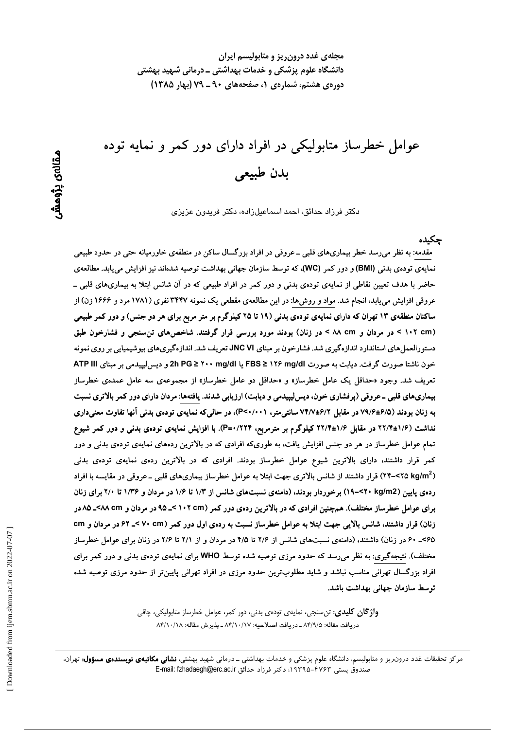مجله‌ی غدد درون‌ریز و متابولیسم ایران
دانشگاه علوم پزشکی و خدمات بهداشتی ـ درمانی شهید بهشتی
دوره‌ی هشتم، شماره‌ی ۱، صفحه‌های ۹۰ ـ ۷۹ (بهار ۱۳۸۵)

مقاله‌ی پژوهشی

# عوامل خطرساز متابولیکی در افراد دارای دور کمر و نمایه توده بدن طبیعی

دکتر فرزاد حدائق، احمد اسماعیل‌زاده، دکتر فریدون عزیزی

## چکیده

مقدمه: به نظر می‌رسد خطر بیماری‌های قلبی ـ عروقی در افراد بزرگسال ساکن در منطقه‌ی خاورمیانه حتی در حدود طبیعی نمایه‌ی توده‌ی بدنی (BMI) و دور کمر (WC)، که توسط سازمان جهانی بهداشت توصیه شده‌اند نیز افزایش می‌یابد. مطالعه‌ی حاضر با هدف تعیین نقاطی از نمایه‌ی توده‌ی بدنی و دور کمر در افراد طبیعی که در آن شانس ابتلا به بیماری‌های قلبی ـ عروقی افزایش می‌یابد، انجام شد. مواد و روش‌ها: در این مطالعه‌ی مقطعی یک نمونه ۳۴۴۷ نفری (۱۷۸۱ مرد و ۱۶۶۶ زن) از ساکنان منطقه‌ی ۱۳ تهران که دارای نمایه‌ی توده‌ی بدنی (۱۹ تا ۲۵ کیلوگرم بر متر مربع برای هر دو جنس) و دور کمر طبیعی (cm ۱۰۲ > در مردان و cm ۸۸ > در زنان) بودند مورد بررسی قرار گرفتند. شاخص‌های تن‌سنجی و فشارخون طبق دستورالعمل‌های استاندارد اندازه‌گیری شد. فشارخون بر مبنای JNC VI تعریف شد. اندازه‌گیری‌های بیوشیمیایی بر روی نمونه خون ناشتا صورت گرفت. دیابت به صورت FBS ≥ ۱۲۶ mg/dl یا 2h PG ≥ ۲۰۰ mg/dl و دیس‌لیپیدمی بر مبنای ATP III تعریف شد. وجود «حداقل یک عامل خطرساز» و «حداقل دو عامل خطرساز» از مجموعه‌ی سه عامل عمده‌ی خطرساز بیماری‌های قلبی ـ عروقی (پرفشاری خون، دیس‌لیپیدمی و دیابت) ارزیابی شدند. یافته‌ها: مردان دارای دور کمر بالاتری نسبت به زنان بودند (۶/۵±۷۹/۶ در مقابل ۶/۲±۷۴/۷ سانتی‌متر، P<۰/۰۰۱)، در حالی‌که نمایه‌ی توده‌ی بدنی آنها تفاوت معنی‌داری نداشت (۱/۶±۲۲/۴ در مقابل ۱/۶±۲۲/۴ کیلوگرم بر مترمربع، P=۰/۲۲۴). با افزایش نمایه‌ی توده‌ی بدنی و دور کمر شیوع تمام عوامل خطرساز در هر دو جنس افزایش یافت، به طوری‌که افرادی که در بالاترین رده‌های نمایه‌ی توده‌ی بدنی و دور کمر قرار داشتند، دارای بالاترین شیوع عوامل خطرساز بودند. افرادی که در بالاترین رده‌ی نمایه‌ی توده‌ی بدنی ($kg/m^2$ ۲۵–>۲۴) قرار داشتند از شانس بالاتری جهت ابتلا به عوامل خطرساز بیماری‌های قلبی ـ عروقی در مقایسه با افراد رده‌ی پایین (kg/m2 ۲۰–>۱۹) برخوردار بودند، (دامنه‌ی نسبت‌های شانس از ۱/۳ تا ۱/۶ در مردان و ۱/۳۶ تا ۲/۰ برای زنان برای عوامل خطرساز مختلف). همچنین افرادی که در بالاترین رده‌ی دور کمر (cm ۱۰۲ >ـ ۹۵ در مردان و cm ۸۸>ـ ۸۵ در زنان) قرار داشتند، شانس بالایی جهت ابتلا به عوامل خطرساز نسبت به رده‌ی اول دور کمر (cm ۷۰ >ـ ۶۲ در مردان و cm ۶۵>ـ ۶۰ در زنان) داشتند، (دامنه‌ی نسبت‌های شانس از ۲/۶ تا ۴/۵ در مردان و از ۲/۱ تا ۲/۶ در زنان برای عوامل خطرساز مختلف). نتیجه‌گیری: به نظر می‌رسد که حدود مرزی توصیه شده توسط WHO برای نمایه‌ی توده‌ی بدنی و دور کمر برای افراد بزرگسال تهرانی مناسب نباشد و شاید مطلوب‌ترین حدود مرزی در افراد تهرانی پایین‌تر از حدود مرزی توصیه شده توسط سازمان جهانی بهداشت باشد.

**واژگان کلیدی**: تن‌سنجی، نمایه‌ی توده‌ی بدنی، دور کمر، عوامل خطرساز متابولیکی، چاقی
دریافت مقاله: ۸۴/۹/۵ ـ دریافت اصلاحیه: ۸۴/۱۰/۱۷ ـ پذیرش مقاله: ۸۴/۱۰/۱۸

مرکز تحقیقات غدد درون‌ریز و متابولیسم، دانشگاه علوم پزشکی و خدمات بهداشتی ـ درمانی شهید بهشتی، **نشانی مکاتبه‌ی نویسنده‌ی مسؤول:** تهران، صندوق پستی ۴۷۶۳-۱۹۳۹۵؛ دکتر فرزاد حدائق E-mail: fzhadaegh@erc.ac.ir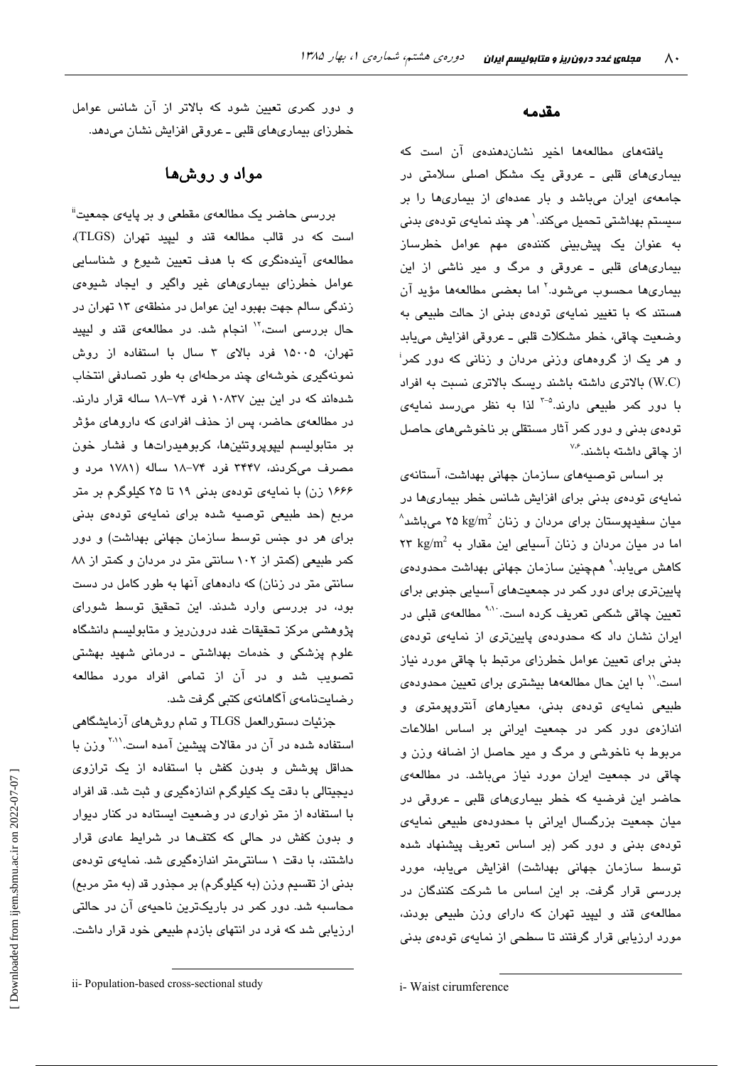## مقدمه

یافته‌های مطالعه‌ها اخیر نشان‌دهنده‌ی آن است که بیماری‌های قلبی ـ عروقی یک مشکل اصلی سلامتی در جامعه‌ی ایران می‌باشد و بار عمده‌ای از بیماری‌ها را بر سیستم بهداشتی تحمیل می‌کند.[1] هر چند نمایه‌ی توده‌ی بدنی به عنوان یک پیش‌بینی کننده‌ی مهم عوامل خطرساز بیماری‌های قلبی ـ عروقی و مرگ و میر ناشی از این بیماری‌ها محسوب می‌شود.[2] اما بعضی مطالعه‌ها مؤید آن هستند که با تغییر نمایه‌ی توده‌ی بدنی از حالت طبیعی به وضعیت چاقی، خطر مشکلات قلبی ـ عروقی افزایش می‌یابد و هر یک از گروه‌های وزنی مردان و زنانی که دور کمر[i] (W.C) بالاتری داشته باشند ریسک بالاتری نسبت به افراد با دور کمر طبیعی دارند.[3-5] لذا به نظر می‌رسد نمایه‌ی توده‌ی بدنی و دور کمر آثار مستقلی بر ناخوشی‌های حاصل از چاقی داشته باشند.[6,7]

بر اساس توصیه‌های سازمان جهانی بهداشت، آستانه‌ی نمایه‌ی توده‌ی بدنی برای افزایش شانس خطر بیماری‌ها در میان سفیدپوستان برای مردان و زنان ۲۵ $kg/m^2$ می‌باشد[8] اما در میان مردان و زنان آسیایی این مقدار به ۲۳ $kg/m^2$ کاهش می‌یابد.[9] همچنین سازمان جهانی بهداشت محدوده‌ی پایین‌تری برای دور کمر در جمعیت‌های آسیایی جنوبی برای تعیین چاقی شکمی تعریف کرده است.[9,10] مطالعه‌ی قبلی در ایران نشان داد که محدوده‌ی پایین‌تری از نمایه‌ی توده‌ی بدنی برای تعیین عوامل خطرزای مرتبط با چاقی مورد نیاز است.[11] با این حال مطالعه‌ها بیشتری برای تعیین محدوده‌ی طبیعی نمایه‌ی توده‌ی بدنی، معیارهای آنتروپومتری و اندازه‌ی دور کمر در جمعیت ایرانی بر اساس اطلاعات مربوط به ناخوشی و مرگ و میر حاصل از اضافه وزن و چاقی در جمعیت ایران مورد نیاز می‌باشد. در مطالعه‌ی حاضر این فرضیه که خطر بیماری‌های قلبی ـ عروقی در میان جمعیت بزرگسال ایرانی با محدوده‌ی طبیعی نمایه‌ی توده‌ی بدنی و دور کمر (بر اساس تعریف پیشنهاد شده توسط سازمان جهانی بهداشت) افزایش می‌یابد، مورد بررسی قرار گرفت. بر این اساس ما شرکت کنندگان در مطالعه‌ی قند و لیپید تهران که دارای وزن طبیعی بودند، مورد ارزیابی قرار گرفتند تا سطحی از نمایه‌ی توده‌ی بدنی و دور کمری تعیین شود که بالاتر از آن شانس عوامل خطرزای بیماری‌های قلبی ـ عروقی افزایش نشان می‌دهد.

i- Waist cirumference

## مواد و روش‌ها

بررسی حاضر یک مطالعه‌ی مقطعی و بر پایه‌ی جمعیت[ii] است که در قالب مطالعه قند و لیپید تهران (TLGS)، مطالعه‌ی آینده‌نگری که با هدف تعیین شیوع و شناسایی عوامل خطرزای بیماری‌های غیر واگیر و ایجاد شیوه‌ی زندگی سالم جهت بهبود این عوامل در منطقه‌ی ۱۳ تهران در حال بررسی است،[12] انجام شد. در مطالعه‌ی قند و لیپید تهران، ۱۵۰۰۵ فرد بالای ۳ سال با استفاده از روش نمونه‌گیری خوشه‌ای چند مرحله‌ای به طور تصادفی انتخاب شده‌اند که در این بین ۱۰۸۳۷ فرد ۷۴-۱۸ ساله قرار دارند. در مطالعه‌ی حاضر، پس از حذف افرادی که داروهای مؤثر بر متابولیسم لیپوپروتئین‌ها، کربوهیدرات‌ها و فشار خون مصرف می‌کردند، ۳۴۴۷ فرد ۷۴-۱۸ ساله (۱۷۸۱ مرد و ۱۶۶۶ زن) با نمایه‌ی توده‌ی بدنی ۱۹ تا ۲۵ کیلوگرم بر متر مربع (حد طبیعی توصیه شده برای نمایه‌ی توده‌ی بدنی برای هر دو جنس توسط سازمان جهانی بهداشت) و دور کمر طبیعی (کمتر از ۱۰۲ سانتی متر در مردان و کمتر از ۸۸ سانتی متر در زنان) که داده‌های آنها به طور کامل در دست بود، در بررسی وارد شدند. این تحقیق توسط شورای پژوهشی مرکز تحقیقات غدد درون‌ریز و متابولیسم دانشگاه علوم پزشکی و خدمات بهداشتی ـ درمانی شهید بهشتی تصویب شد و در آن از تمامی افراد مورد مطالعه رضایت‌نامه‌ی آگاهانه‌ی کتبی گرفت شد.

جزئیات دستورالعمل TLGS و تمام روش‌های آزمایشگاهی استفاده شده در آن در مقالات پیشین آمده است.[2,11] وزن با حداقل پوشش و بدون کفش با استفاده از یک ترازوی دیجیتالی با دقت یک کیلوگرم اندازه‌گیری و ثبت شد. قد افراد با استفاده از متر نواری در وضعیت ایستاده در کنار دیوار و بدون کفش در حالی که کتف‌ها در شرایط عادی قرار داشتند، با دقت ۱ سانتی‌متر اندازه‌گیری شد. نمایه‌ی توده‌ی بدنی از تقسیم وزن (به کیلوگرم) بر مجذور قد (به متر مربع) محاسبه شد. دور کمر در باریک‌ترین ناحیه‌ی آن در حالتی ارزیابی شد که فرد در انتهای بازدم طبیعی خود قرار داشت.

ii- Population-based cross-sectional study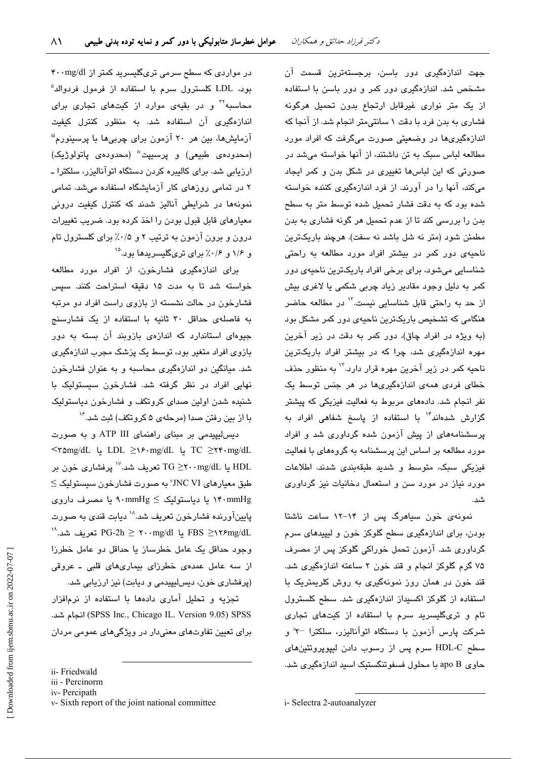جهت اندازه‌گیری دور باسن، برجسته‌ترین قسمت آن مشخص شد. اندازه‌گیری دور کمر و دور باسن با استفاده از یک متر نواری غیرقابل ارتجاع بدون تحمیل هرگونه فشاری به بدن فرد با دقت ۱ سانتی‌متر انجام شد. از آنجا که اندازه‌گیری‌ها در وضعیتی صورت می‌گرفت که افراد مورد مطالعه لباس سبک به تن داشتند، از آنها خواسته می‌شد در صورتی که این لباس‌ها تغییری در شکل بدن و کمر ایجاد می‌کند، آنها را در آورند. از فرد اندازه‌گیری کننده خواسته شده بود که به دقت فشار تحمیل شده توسط متر به سطح بدن را بررسی کند تا از عدم تحمیل هر گونه فشاری به بدن مطمئن شود (متر نه شل باشد نه سفت). هرچند باریک‌ترین ناحیه‌ی دور کمر در بیشتر افراد مورد مطالعه به راحتی شناسایی می‌شود، برای برخی افراد باریک‌ترین ناحیه‌ی دور کمر به دلیل وجود مقادیر زیاد چربی شکمی یا لاغری بیش از حد به راحتی قابل شناسایی نیست.[۱۳] در مطالعه حاضر هنگامی که تشخیص باریک‌ترین ناحیه‌ی دور کمر مشکل بود (به ویژه در افراد چاق)، دور کمر به دقت در زیر آخرین مهره اندازه‌گیری شد، چرا که در بیشتر افراد باریک‌ترین ناحیه کمر در زیر آخرین مهره قرار دارد.[۱۳] به منظور حذف خطای فردی همه‌ی اندازه‌گیری‌ها در هر جنس توسط یک نفر انجام شد. داده‌های مربوط به فعالیت فیزیکی که پیشتر گزارش شده‌اند[۱۴] با استفاده از پاسخ شفاهی افراد به پرسشنامه‌های از پیش آزمون شده گردآوری شد و افراد مورد مطالعه بر اساس این پرسشنامه به گروه‌های با فعالیت فیزیکی سبک، متوسط و شدید طبقه‌بندی شدند. اطلاعات مورد نیاز در مورد سن و استعمال دخانیات نیز گردآوری شد.

نمونه‌ی خون سیاهرگ پس از ۱۴-۱۲ ساعت ناشتا بودن، برای اندازه‌گیری سطح گلوکز خون و لیپیدهای سرم گردآوری شد. آزمون تحمل خوراکی گلوکز پس از مصرف ۷۵ گرم گلوکز انجام و قند خون ۲ ساعته اندازه‌گیری شد. قند خون در همان روز نمونه‌گیری به روش کلریمتریک با استفاده از گلوکز اکسیداز اندازه‌گیری شد. سطح کلسترول تام و تری‌گلیسرید سرم با استفاده از کیت‌های تجاری شرکت پارس آزمون با دستگاه اتوآنالیزر، سلکترا -۲[i] و سطح HDL-C سرم پس از رسوب دادن لیپوپروتئین‌های حاوی apo B با محلول فسفوتنگستیک اسید اندازه‌گیری شد.

در مواردی که سطح سرمی تری‌گلیسرید کمتر از ۴۰۰mg/dl بود، LDL کلسترول سرم با استفاده از فرمول فردوالد[ii] محاسبه[۲۲] و در بقیه‌ی موارد از کیت‌های تجاری برای اندازه‌گیری آن استفاده شد. به منظور کنترل کیفیت آزمایش‌ها، بین هر ۲۰ آزمون برای چربی‌ها با پرسینورم[iii] (محدوده‌ی طبیعی) و پرسیپث[iv] (محدوده‌ی پاتولوژیک) ارزیابی شد. برای کالیبره کردن دستگاه اتوآنالیزر، سلکترا - ۲ در تمامی روزهای کار آزمایشگاه استفاده می‌شد. تمامی نمونه‌ها در شرایطی آنالیز شدند که کنترل کیفیت درونی معیارهای قابل قبول بودن را اخذ کرده بود. ضریب تغییرات درون و برون آزمون به ترتیب ۲ و ۰/۵٪ برای کلسترول تام و ۱/۶ و ۰/۶٪ برای تری‌گلیسریدها بود.[۱۵]

برای اندازه‌گیری فشارخون، از افراد مورد مطالعه خواسته شد تا به مدت ۱۵ دقیقه استراحت کنند. سپس فشارخون در حالت نشسته از بازوی راست افراد دو مرتبه به فاصله‌ی حداقل ۳۰ ثانیه با استفاده از یک فشارسنج جیوه‌ای استاندارد که اندازه‌ی بازوبند آن بسته به دور بازوی افراد متغیر بود، توسط یک پزشک مجرب اندازه‌گیری شد. میانگین دو اندازه‌گیری محاسبه و به عنوان فشارخون نهایی افراد در نظر گرفته شد. فشارخون سیستولیک با شنیده شدن اولین صدای کروتکف و فشارخون دیاستولیک با از بین رفتن صدا (مرحله‌ی ۵ کروتکف) ثبت شد.[۱۶]

دیس‌لیپیدمی بر مبنای راهنمای ATP III و به صورت TC ≥۲۴۰mg/dL یا LDL ≥۱۶۰mg/dL یا HDL <۳۵mg/dL یا TG ≥۲۰۰mg/dL تعریف شد.[۱۷] پرفشاری خون بر طبق معیارهای JNC VI[v] به صورت فشارخون سیستولیک ≥ ۱۴۰mmHg یا دیاستولیک ≥ ۹۰mmHg یا مصرف داروی پایین‌آورنده فشارخون تعریف شد.[۱۸] دیابت قندی به صورت FBS ≥۱۲۶mg/dL یا PG-2h ≥ ۲۰۰mg/dl تعریف شد.[۱۹] وجود حداقل یک عامل خطرساز یا حداقل دو عامل خطرزا از سه عامل عمده‌ی خطرزای بیماری‌های قلبی - عروقی (پرفشاری خون، دیس‌لیپیدمی و دیابت) نیز ارزیابی شد.

تجزیه و تحلیل آماری داده‌ها با استفاده از نرم‌افزار SPSS (SPSS Inc., Chicago IL. Version 9.05) انجام شد. برای تعیین تفاوت‌های معنی‌دار در ویژگی‌های عمومی مردان

---

i- Selectra 2-autoanalyzer

ii- Friedwald

iii - Percinorm

iv- Percipath

v- Sixth report of the joint national committee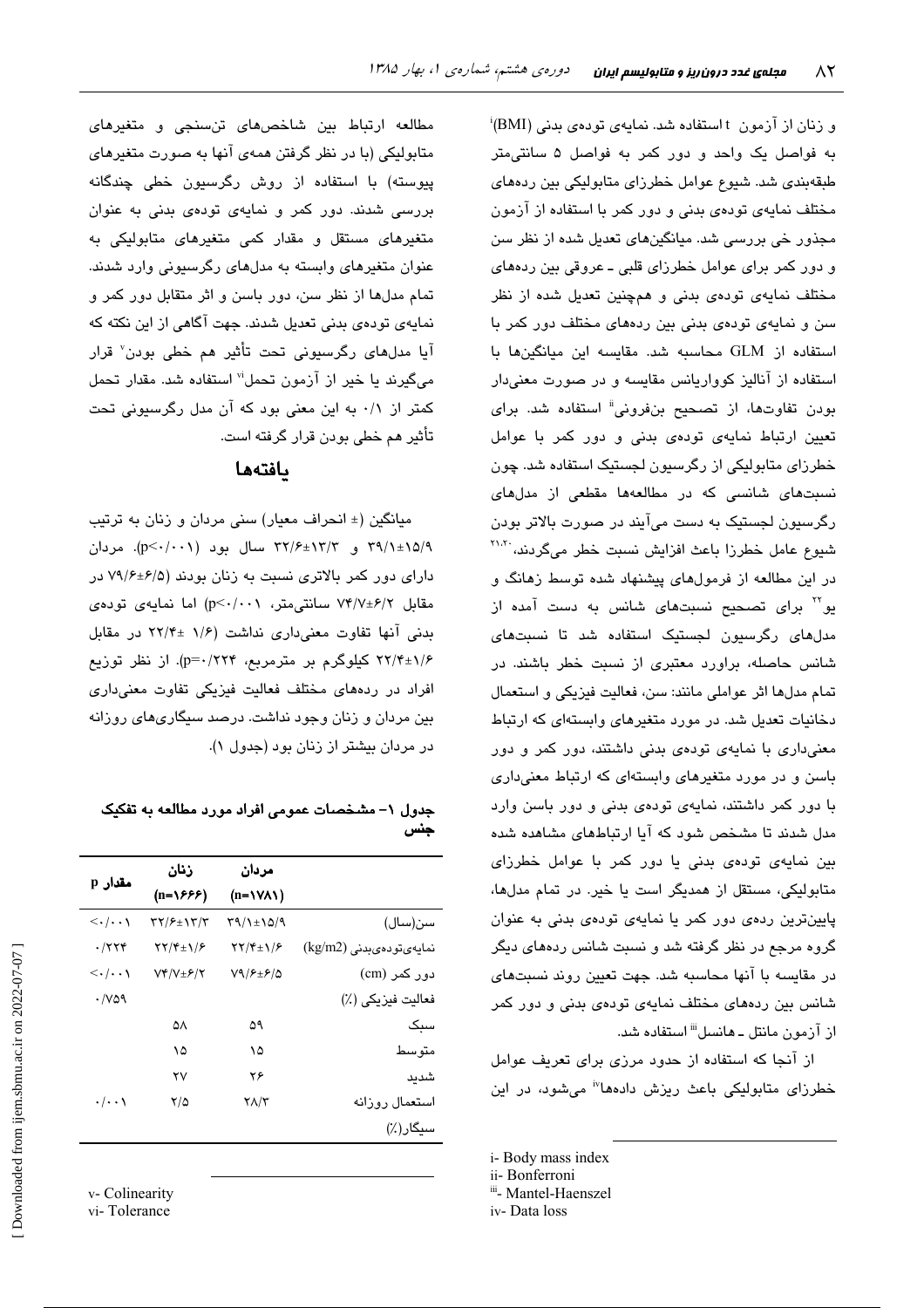و زنان از آزمون t استفاده شد. نمایه‌ی توده‌ی بدنی (BMI)[i] به فواصل یک واحد و دور کمر به فواصل ۵ سانتی‌متر طبقه‌بندی شد. شیوع عوامل خطرزای متابولیکی بین رده‌های مختلف نمایه‌ی توده‌ی بدنی و دور کمر با استفاده از آزمون مجذور خی بررسی شد. میانگین‌های تعدیل شده از نظر سن و دور کمر برای عوامل خطرزای قلبی ـ عروقی بین رده‌های مختلف نمایه‌ی توده‌ی بدنی و همچنین تعدیل شده از نظر سن و نمایه‌ی توده‌ی بدنی بین رده‌های مختلف دور کمر با استفاده از GLM محاسبه شد. مقایسه این میانگین‌ها با استفاده از آنالیز کوواریانس مقایسه و در صورت معنی‌دار بودن تفاوت‌ها، از تصحیح بنفرونی[ii] استفاده شد. برای تعیین ارتباط نمایه‌ی توده‌ی بدنی و دور کمر با عوامل خطرزای متابولیکی از رگرسیون لجستیک استفاده شد. چون نسبت‌های شانسی که در مطالعه‌ها مقطعی از مدل‌های رگرسیون لجستیک به دست می‌آیند در صورت بالاتر بودن شیوع عامل خطرزا باعث افزایش نسبت خطر می‌گردند،[۲۰،۲۱] در این مطالعه از فرمول‌های پیشنهاد شده توسط زهانگ و یو[۲۲] برای تصحیح نسبت‌های شانس به دست آمده از مدل‌های رگرسیون لجستیک استفاده شد تا نسبت‌های شانس حاصله، براورد معتبری از نسبت خطر باشند. در تمام مدل‌ها اثر عواملی مانند: سن، فعالیت فیزیکی و استعمال دخانیات تعدیل شد. در مورد متغیرهای وابسته‌ای که ارتباط معنی‌داری با نمایه‌ی توده‌ی بدنی داشتند، دور کمر و دور باسن و در مورد متغیرهای وابسته‌ای که ارتباط معنی‌داری با دور کمر داشتند، نمایه‌ی توده‌ی بدنی و دور باسن وارد مدل شدند تا مشخص شود که آیا ارتباط‌های مشاهده شده بین نمایه‌ی توده‌ی بدنی یا دور کمر با عوامل خطرزای متابولیکی، مستقل از همدیگر است یا خیر. در تمام مدل‌ها، پایین‌ترین رده‌ی دور کمر یا نمایه‌ی توده‌ی بدنی به عنوان گروه مرجع در نظر گرفته شد و نسبت شانس رده‌های دیگر در مقایسه با آنها محاسبه شد. جهت تعیین روند نسبت‌های شانس بین رده‌های مختلف نمایه‌ی توده‌ی بدنی و دور کمر از آزمون مانتل ـ هانسل[iii] استفاده شد.

از آنجا که استفاده از حدود مرزی برای تعریف عوامل خطرزای متابولیکی باعث ریزش داده‌ها[iv] می‌شود، در این مطالعه ارتباط بین شاخص‌های تن‌سنجی و متغیرهای متابولیکی (با در نظر گرفتن همه‌ی آنها به صورت متغیرهای پیوسته) با استفاده از روش رگرسیون خطی چندگانه بررسی شدند. دور کمر و نمایه‌ی توده‌ی بدنی به عنوان متغیرهای مستقل و مقدار کمی متغیرهای متابولیکی به عنوان متغیرهای وابسته به مدل‌های رگرسیونی وارد شدند. تمام مدل‌ها از نظر سن، دور باسن و اثر متقابل دور کمر و نمایه‌ی توده‌ی بدنی تعدیل شدند. جهت آگاهی از این نکته که آیا مدل‌های رگرسیونی تحت تأثیر هم خطی بودن[v] قرار می‌گیرند یا خیر از آزمون تحمل[vi] استفاده شد. مقدار تحمل کمتر از ۰/۱ به این معنی بود که آن مدل رگرسیونی تحت تأثیر هم خطی بودن قرار گرفته است.

## یافته‌ها

میانگین (± انحراف معیار) سنی مردان و زنان به ترتیب ۱۵/۹±۳۹/۱ و ۱۳/۳±۳۲/۶ سال بود (p<۰/۰۰۱). مردان دارای دور کمر بالاتری نسبت به زنان بودند (۶/۵±۷۹/۶ در مقابل ۶/۲±۷۴/۷ سانتی‌متر، p<۰/۰۰۱) اما نمایه‌ی توده‌ی بدنی آنها تفاوت معنی‌داری نداشت (۱/۶ ±۲۲/۴ در مقابل ۱/۶±۲۲/۴ کیلوگرم بر مترمربع، p=۰/۲۲۴). از نظر توزیع افراد در رده‌های مختلف فعالیت فیزیکی تفاوت معنی‌داری بین مردان و زنان وجود نداشت. درصد سیگاری‌های روزانه در مردان بیشتر از زنان بود (جدول ۱).

**جدول ۱- مشخصات عمومی افراد مورد مطالعه به تفکیک جنس**

| | مردان (n=۱۷۸۱) | زنان (n=۱۶۶۶) | مقدار p |
|---|---|---|---|
| سن(سال) | ۱۵/۹±۳۹/۱ | ۱۳/۳±۳۲/۶ | <۰/۰۰۱ |
| نمایه‌ی‌توده‌ی‌بدنی (kg/m2) | ۱/۶±۲۲/۴ | ۱/۶±۲۲/۴ | ۰/۲۲۴ |
| دور کمر (cm) | ۶/۵±۷۹/۶ | ۶/۲±۷۴/۷ | <۰/۰۰۱ |
| فعالیت فیزیکی (٪) | | | ۰/۷۵۹ |
| سبک | ۵۹ | ۵۸ | |
| متوسط | ۱۵ | ۱۵ | |
| شدید | ۲۶ | ۲۷ | |
| استعمال روزانه سیگار(٪) | ۲۸/۳ | ۲/۵ | ۰/۰۰۱ |

i- Body mass index
ii- Bonferroni
iii- Mantel-Haenszel
iv- Data loss
v- Colinearity
vi- Tolerance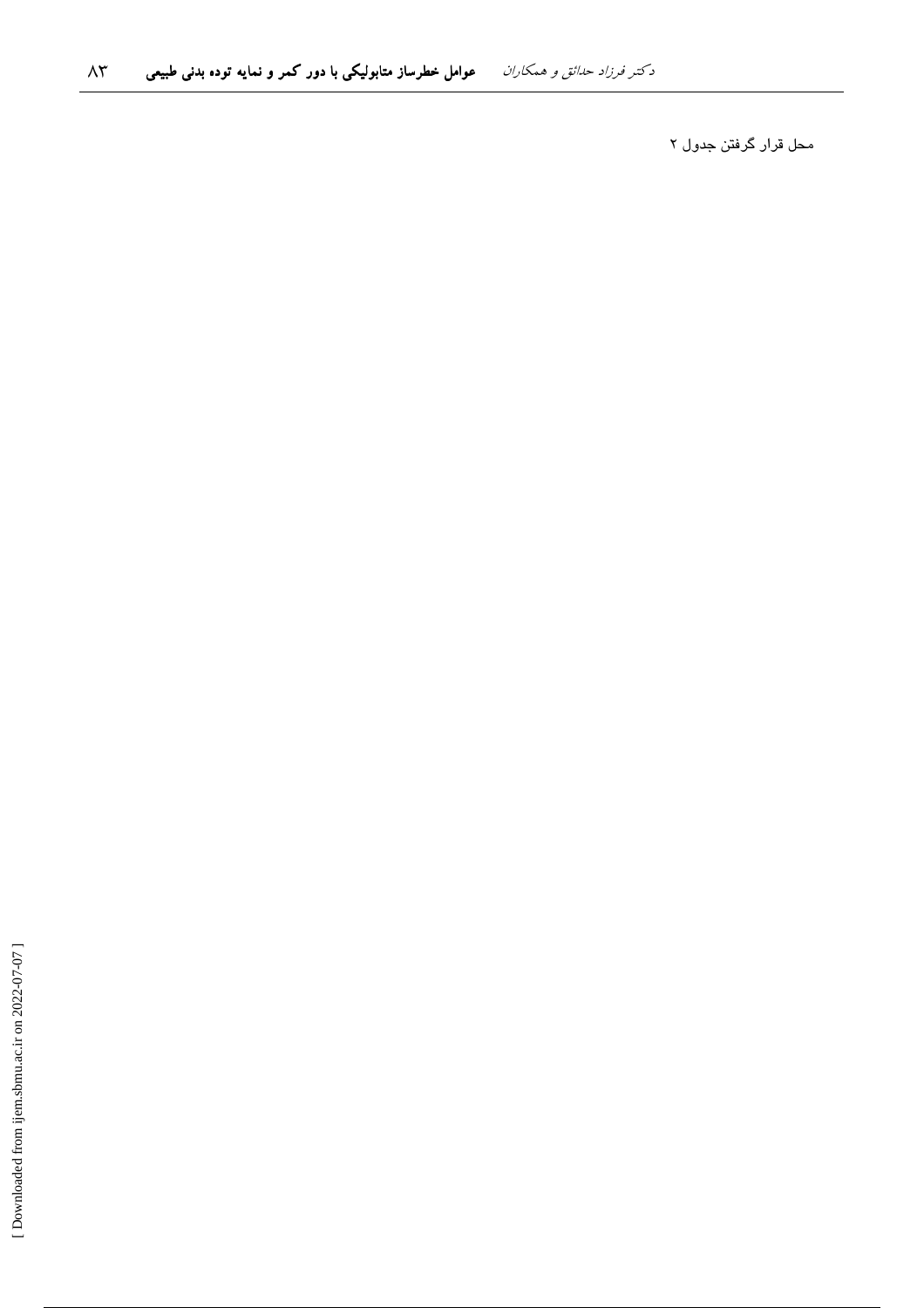محل قرار گرفتن جدول ۲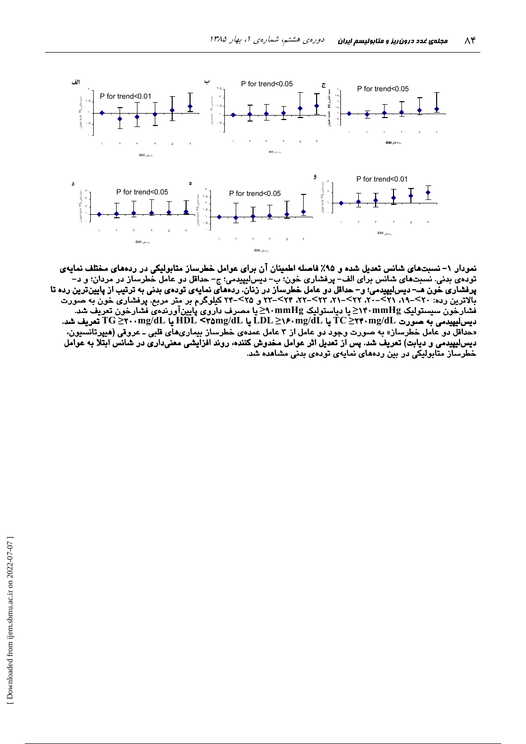نمودار ۱- نسبت‌های شانس تعدیل شده و ۹۵٪ فاصله اطمینان آن برای عوامل خطرساز متابولیکی در رده‌های مختلف نمایه‌ی توده‌ی بدنی. نسبت‌های شانس برای الف- پرفشاری خون؛ ب- دیس‌لیپیدمی؛ ج- حداقل دو عامل خطرساز در مردان؛ و د- پرفشاری خون هـ- دیس‌لیپیدمی؛ و- حداقل دو عامل خطرساز در زنان. رده‌های نمایه‌ی توده‌ی بدنی به ترتیب از پایین‌ترین رده تا بالاترین رده: ۲۰>-۱۹، ۲۱>-۲۰، ۲۲>-۲۱، ۲۳>-۲۲، ۲۴>-۲۳ و ۲۵>-۲۴ کیلوگرم بر متر مربع. پرفشاری خون به صورت فشارخون سیستولیک ۱۴۰mmHg≤ یا دیاستولیک ۹۰mmHg≤ یا مصرف داروی پایین‌آورنده‌ی فشارخون تعریف شد. دیس‌لیپیدمی به صورت TC ≥۲۴۰mg/dL یا LDL ≥۱۶۰mg/dL یا HDL <۳۵mg/dL یا TG ≥۲۰۰mg/dL تعریف شد. «حداقل دو عامل خطرساز» به صورت وجود دو عامل از ۳ عامل عمده‌ی خطرساز بیماری‌های قلبی ـ عروقی (هیپرتانسیون، دیس‌لیپیدمی و دیابت) تعریف شد. پس از تعدیل اثر عوامل مخدوش کننده، روند افزایشی معنی‌داری در شانس ابتلا به عوامل خطرساز متابولیکی در بین رده‌های نمایه‌ی توده‌ی بدنی مشاهده شد.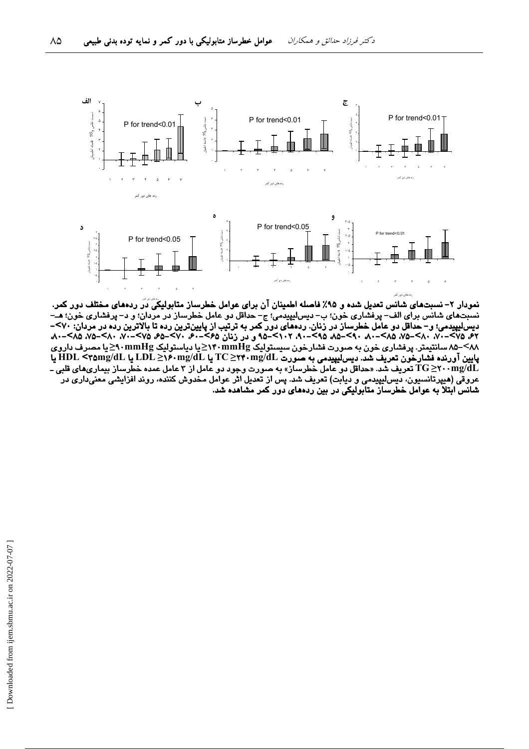**نمودار ۲- نسبت‌های شانس تعدیل شده و ۹۵٪ فاصله اطمینان آن برای عوامل خطرساز متابولیکی در رده‌های مختلف دور کمر.** نسبت‌های شانس برای الف- پرفشاری خون؛ ب- دیس‌لیپیدمی؛ ج- حداقل دو عامل خطرساز در مردان؛ و د- پرفشاری خون؛ هـ- دیس‌لیپیدمی؛ و- حداقل دو عامل خطرساز در زنان. رده‌های دور کمر به ترتیب از پایین‌ترین رده تا بالاترین رده در مردان: ۷۰>، ۷۵>-۶۲، ۸۰>-۷۰، ۸۵>-۷۵، ۹۰>-۸۰، ۹۵>-۸۵، ۱۰۲>-۹۰، ۹۵ و در زنان ۶۵>، ۷۰>-۶۰، ۷۵>-۶۵، ۸۰>-۷۰، ۸۵>-۷۵، ۸۰-۸۸> ۸۵ سانتیمتر. پرفشاری خون به صورت فشارخون سیستولیک ۱۴۰mmHg≤یا دیاستولیک ۹۰mmHg≤یا مصرف داروی پایین آورنده فشارخون تعریف شد. دیس‌لیپیدمی به صورت TC ≥۲۴۰mg/dL یا LDL ≥۱۶۰mg/dL یا HDL <۳۵mg/dL یا TG ≥۲۰۰mg/dL تعریف شد. «حداقل دو عامل خطرساز» به صورت وجود دو عامل از ۳ عامل عمده خطرساز بیماری‌های قلبی - عروقی (هیپرتانسیون، دیس‌لیپیدمی و دیابت) تعریف شد. پس از تعدیل اثر عوامل مخدوش کننده، روند افزایشی معنی‌داری در شانس ابتلا به عوامل خطرساز متابولیکی در بین رده‌های دور کمر مشاهده شد.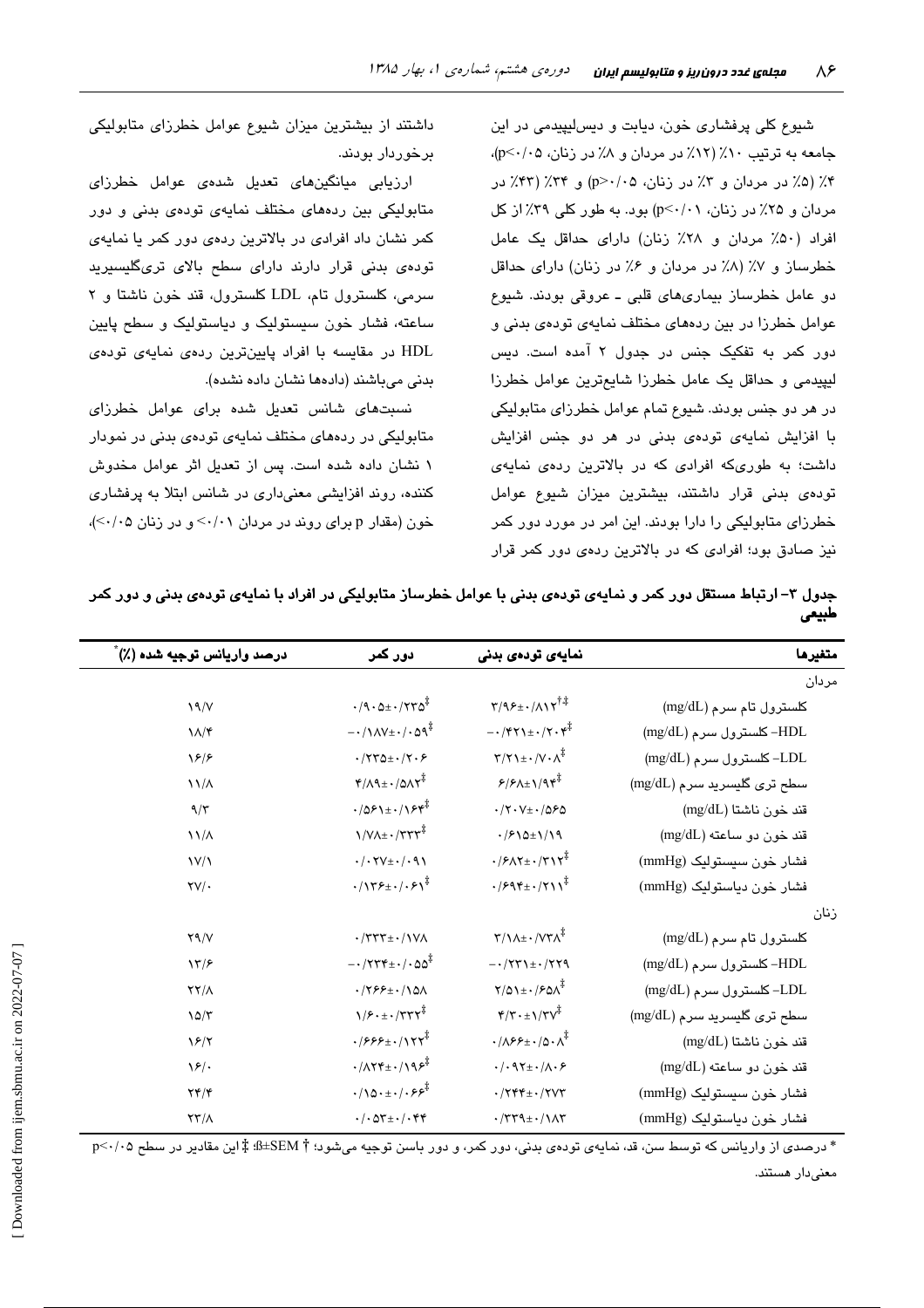شیوع کلی پرفشاری خون، دیابت و دیس‌لیپیدمی در این جامعه به ترتیب ۱۰٪ (۱۲٪ در مردان و ۸٪ در زنان، p<۰/۰۵)، ۴٪ (۵٪ در مردان و ۳٪ در زنان، p>۰/۰۵) و ۳۴٪ (۴۳٪ در مردان و ۲۵٪ در زنان، p<۰/۰۱) بود. به طور کلی ۳۹٪ از کل افراد (۵۰٪ مردان و ۲۸٪ زنان) دارای حداقل یک عامل خطرساز و ۷٪ (۸٪ در مردان و ۶٪ در زنان) دارای حداقل دو عامل خطرساز بیماری‌های قلبی ـ عروقی بودند. شیوع عوامل خطرزا در بین رده‌های مختلف نمایه‌ی توده‌ی بدنی و دور کمر به تفکیک جنس در جدول ۲ آمده است. دیس لیپیدمی و حداقل یک عامل خطرزا شایع‌ترین عوامل خطرزا در هر دو جنس بودند. شیوع تمام عوامل خطرزای متابولیکی با افزایش نمایه‌ی توده‌ی بدنی در هر دو جنس افزایش داشت؛ به طوری‌که افرادی که در بالاترین رده‌ی نمایه‌ی توده‌ی بدنی قرار داشتند، بیشترین میزان شیوع عوامل خطرزای متابولیکی را دارا بودند. این امر در مورد دور کمر نیز صادق بود؛ افرادی که در بالاترین رده‌ی دور کمر قرار داشتند از بیشترین میزان شیوع عوامل خطرزای متابولیکی برخوردار بودند.

ارزیابی میانگین‌های تعدیل شده‌ی عوامل خطرزای متابولیکی بین رده‌های مختلف نمایه‌ی توده‌ی بدنی و دور کمر نشان داد افرادی در بالاترین رده‌ی دور کمر یا نمایه‌ی توده‌ی بدنی قرار دارند دارای سطح بالای تری‌گلیسیرید سرمی، کلسترول تام، LDL کلسترول، قند خون ناشتا و ۲ ساعته، فشار خون سیستولیک و دیاستولیک و سطح پایین HDL در مقایسه با افراد پایین‌ترین رده‌ی نمایه‌ی توده‌ی بدنی می‌باشند (داده‌ها نشان داده نشده).

نسبت‌های شانس تعدیل شده برای عوامل خطرزای متابولیکی در رده‌های مختلف نمایه‌ی توده‌ی بدنی در نمودار ۱ نشان داده شده است. پس از تعدیل اثر عوامل مخدوش کننده، روند افزایشی معنی‌داری در شانس ابتلا به پرفشاری خون (مقدار p برای روند در مردان <۰/۰۱ و در زنان <۰/۰۵)،

**جدول ۳- ارتباط مستقل دور کمر و نمایه‌ی توده‌ی بدنی با عوامل خطرساز متابولیکی در افراد با نمایه‌ی توده‌ی بدنی و دور کمر طبیعی**

| متغیرها | نمایه‌ی توده‌ی بدنی | دور کمر | درصد واریانس توجیه شده (٪)* |
|---|---|---|---|
| مردان | | | |
| کلسترول تام سرم (mg/dL) | ۳/۹۶±۰/۸۱۲†‡ | ۰/۹۰۵±۰/۲۳۵‡ | ۱۹/۷ |
| HDL- کلسترول سرم (mg/dL) | −۰/۴۲۱±۰/۲۰۴‡ | −۰/۱۸۷±۰/۰۵۹‡ | ۱۸/۴ |
| LDL- کلسترول سرم (mg/dL) | ۳/۲۱±۰/۷۰۸‡ | ۰/۲۲۵±۰/۲۰۶ | ۱۶/۶ |
| سطح تری گلیسرید سرم (mg/dL) | ۶/۶۸±۱/۹۴‡ | ۴/۸۹±۰/۵۸۲‡ | ۱۱/۸ |
| قند خون ناشتا (mg/dL) | ۰/۲۰۷±۰/۵۶۵ | ۰/۵۶۱±۰/۱۶۴‡ | ۹/۳ |
| قند خون دو ساعته (mg/dL) | ۰/۶۱۵±۱/۱۹ | ۱/۷۸±۰/۳۳۳‡ | ۱۱/۸ |
| فشار خون سیستولیک (mmHg) | ۰/۶۸۲±۰/۳۱۲‡ | ۰/۰۲۷±۰/۰۹۱ | ۱۷/۱ |
| فشار خون دیاستولیک (mmHg) | ۰/۶۹۴±۰/۲۱۱‡ | ۰/۱۳۶±۰/۰۶۱‡ | ۲۷/۰ |
| زنان | | | |
| کلسترول تام سرم (mg/dL) | ۳/۱۸±۰/۷۳۸‡ | ۰/۳۳۳±۰/۱۷۸ | ۲۹/۷ |
| HDL- کلسترول سرم (mg/dL) | −۰/۲۲۱±۰/۲۲۹ | −۰/۲۲۴±۰/۰۵۵‡ | ۱۳/۶ |
| LDL- کلسترول سرم (mg/dL) | ۲/۵۱±۰/۶۵۸‡ | ۰/۲۶۶±۰/۱۵۸ | ۲۲/۸ |
| سطح تری گلیسرید سرم (mg/dL) | ۴/۳۰±۱/۳۷‡ | ۱/۶۰±۰/۳۳۲‡ | ۱۵/۳ |
| قند خون ناشتا (mg/dL) | ۰/۸۶۶±۰/۵۰۸‡ | ۰/۶۶۶±۰/۱۲۲‡ | ۱۶/۲ |
| قند خون دو ساعته (mg/dL) | ۰/۰۹۲±۰/۸۰۶ | ۰/۸۲۴±۰/۱۹۶‡ | ۱۶/۰ |
| فشار خون سیستولیک (mmHg) | ۰/۲۴۴±۰/۲۷۳ | ۰/۱۵۰±۰/۰۶۶‡ | ۲۴/۴ |
| فشار خون دیاستولیک (mmHg) | ۰/۳۳۹±۰/۱۸۳ | ۰/۰۵۳±۰/۰۴۴ | ۲۳/۸ |

* درصدی از واریانس که توسط سن، قد، نمایه‌ی توده‌ی بدنی، دور کمر، و دور باسن توجیه می‌شود؛ † ß±SEM؛ ‡ این مقادیر در سطح p<۰/۰۵ معنی‌دار هستند.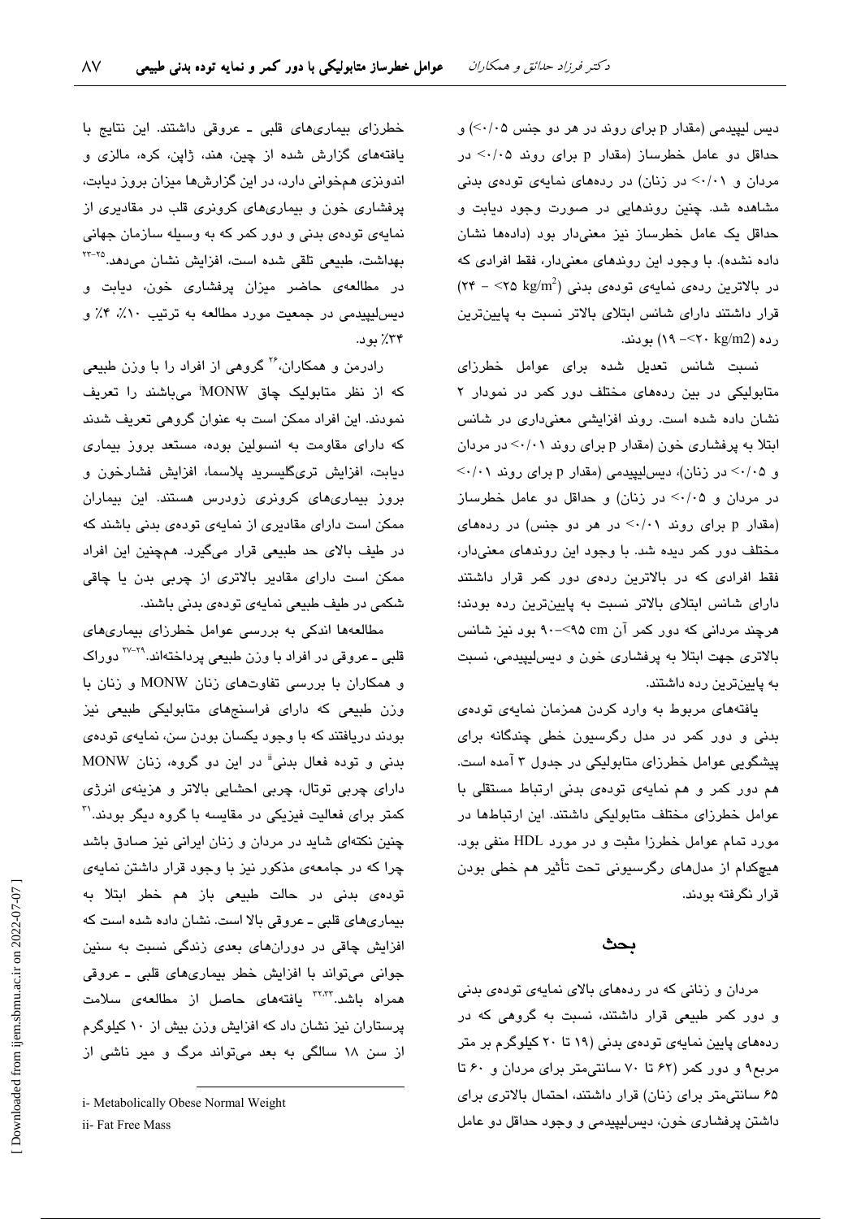دیس لیپیدمی (مقدار p برای روند در هر دو جنس <۰/۰۵) و حداقل دو عامل خطرساز (مقدار p برای روند <۰/۰۵ در مردان و <۰/۰۱ در زنان) در رده‌های نمایه‌ی توده‌ی بدنی مشاهده شد. چنین روندهایی در صورت وجود دیابت و حداقل یک عامل خطرساز نیز معنی‌دار بود (داده‌ها نشان داده نشده). با وجود این روندهای معنی‌دار، فقط افرادی که در بالاترین رده‌ی نمایه‌ی توده‌ی بدنی ($۲۴ - <۲۵ \text{ kg/m}^2$) قرار داشتند دارای شانس ابتلای بالاتر نسبت به پایین‌ترین رده (۱۹ -<۲۰ kg/m2) بودند.

نسبت شانس تعدیل شده برای عوامل خطرزای متابولیکی در بین رده‌های مختلف دور کمر در نمودار ۲ نشان داده شده است. روند افزایشی معنی‌داری در شانس ابتلا به پرفشاری خون (مقدار p برای روند <۰/۰۱ در مردان و <۰/۰۵ در زنان)، دیس‌لیپیدمی (مقدار p برای روند <۰/۰۱ در مردان و <۰/۰۵ در زنان) و حداقل دو عامل خطرساز (مقدار p برای روند <۰/۰۱ در هر دو جنس) در رده‌های مختلف دور کمر دیده شد. با وجود این روندهای معنی‌دار، فقط افرادی که در بالاترین رده‌ی دور کمر قرار داشتند دارای شانس ابتلای بالاتر نسبت به پایین‌ترین رده بودند؛ هرچند مردانی که دور کمر آن ۹۰-<۹۵ cm بود نیز شانس بالاتری جهت ابتلا به پرفشاری خون و دیس‌لیپیدمی، نسبت به پایین‌ترین رده داشتند.

یافته‌های مربوط به وارد کردن همزمان نمایه‌ی توده‌ی بدنی و دور کمر در مدل رگرسیون خطی چندگانه برای پیشگویی عوامل خطرزای متابولیکی در جدول ۳ آمده است. هم دور کمر و هم نمایه‌ی توده‌ی بدنی ارتباط مستقلی با عوامل خطرزای مختلف متابولیکی داشتند. این ارتباط‌ها در مورد تمام عوامل خطرزا مثبت و در مورد HDL منفی بود. هیچ‌کدام از مدل‌های رگرسیونی تحت تأثیر هم خطی بودن قرار نگرفته بودند.

## بحث

مردان و زنانی که در رده‌های بالای نمایه‌ی توده‌ی بدنی و دور کمر طبیعی قرار داشتند، نسبت به گروهی که در رده‌های پایین نمایه‌ی توده‌ی بدنی (۱۹ تا ۲۰ کیلوگرم بر متر مربع) و دور کمر (۶۲ تا ۷۰ سانتی‌متر برای مردان و ۶۰ تا ۶۵ سانتی‌متر برای زنان) قرار داشتند، احتمال بالاتری برای داشتن پرفشاری خون، دیس‌لیپیدمی و وجود حداقل دو عامل خطرزای بیماری‌های قلبی ـ عروقی داشتند. این نتایج با یافته‌های گزارش شده از چین، هند، ژاپن، کره، مالزی و اندونزی همخوانی دارد، در این گزارش‌ها میزان بروز دیابت، پرفشاری خون و بیماری‌های کرونری قلب در مقادیری از نمایه‌ی توده‌ی بدنی و دور کمر که به وسیله سازمان جهانی بهداشت، طبیعی تلقی شده است، افزایش نشان می‌دهد.[۲۲-۲۵] در مطالعه‌ی حاضر میزان پرفشاری خون، دیابت و دیس‌لیپیدمی در جمعیت مورد مطالعه به ترتیب ۱۰٪، ۴٪ و ۳۴٪ بود.

رادرمن و همکاران،[۲۶] گروهی از افراد را با وزن طبیعی که از نظر متابولیک چاق MONW[i] می‌باشند را تعریف نمودند. این افراد ممکن است به عنوان گروهی تعریف شدند که دارای مقاومت به انسولین بوده، مستعد بروز بیماری دیابت، افزایش تری‌گلیسرید پلاسما، افزایش فشارخون و بروز بیماری‌های کرونری زودرس هستند. این بیماران ممکن است دارای مقادیری از نمایه‌ی توده‌ی بدنی باشند که در طیف بالای حد طبیعی قرار می‌گیرد. همچنین این افراد ممکن است دارای مقادیر بالاتری از چربی بدن یا چاقی شکمی در طیف طبیعی نمایه‌ی توده‌ی بدنی باشند.

مطالعه‌ها اندکی به بررسی عوامل خطرزای بیماری‌های قلبی ـ عروقی در افراد با وزن طبیعی پرداخته‌اند.[۲۷-۲۹] دوراک و همکاران با بررسی تفاوت‌های زنان MONW و زنان با وزن طبیعی که دارای فراسنج‌های متابولیکی طبیعی نیز بودند دریافتند که با وجود یکسان بودن سن، نمایه‌ی توده‌ی بدنی و توده فعال بدنی[ii] در این دو گروه، زنان MONW دارای چربی توتال، چربی احشایی بالاتر و هزینه‌ی انرژی کمتر برای فعالیت فیزیکی در مقایسه با گروه دیگر بودند.[۳۱] چنین نکته‌ای شاید در مردان و زنان ایرانی نیز صادق باشد چرا که در جامعه‌ی مذکور نیز با وجود قرار داشتن نمایه‌ی توده‌ی بدنی در حالت طبیعی باز هم خطر ابتلا به بیماری‌های قلبی ـ عروقی بالا است. نشان داده شده است که افزایش چاقی در دوران‌های بعدی زندگی نسبت به سنین جوانی می‌تواند با افزایش خطر بیماری‌های قلبی ـ عروقی همراه باشد.[۳۲،۳۳] یافته‌های حاصل از مطالعه‌ی سلامت پرستاران نیز نشان داد که افزایش وزن بیش از ۱۰ کیلوگرم از سن ۱۸ سالگی به بعد می‌تواند مرگ و میر ناشی از

i- Metabolically Obese Normal Weight

ii- Fat Free Mass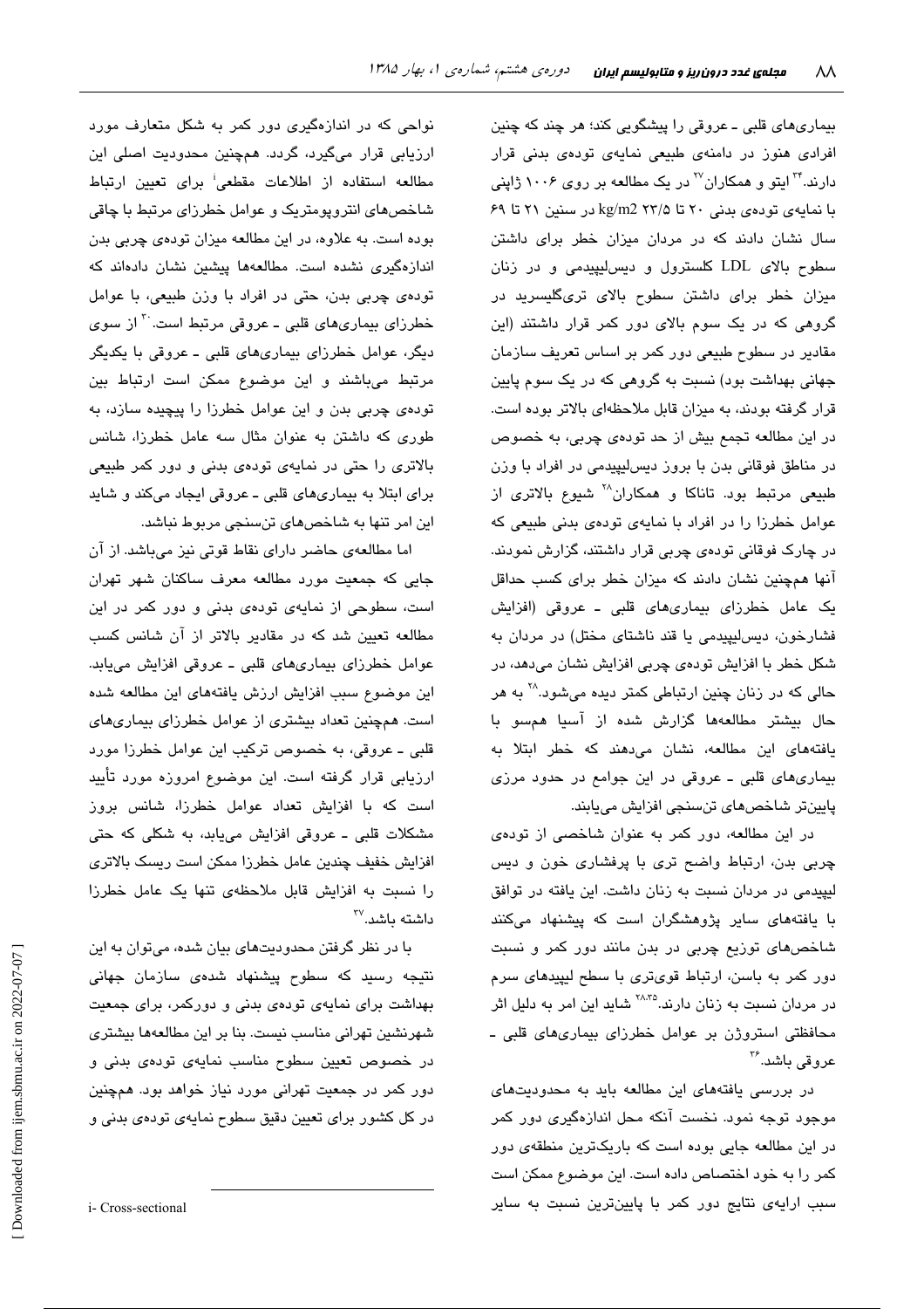بیماری‌های قلبی ـ عروقی را پیشگویی کند؛ هر چند که چنین افرادی هنوز در دامنه‌ی طبیعی نمایه‌ی توده‌ی بدنی قرار دارند.[34] ایتو و همکاران[27] در یک مطالعه بر روی ۱۰۰۶ ژاپنی با نمایه‌ی توده‌ی بدنی ۲۰ تا ۲۳/۵ kg/m2 در سنین ۲۱ تا ۶۹ سال نشان دادند که در مردان میزان خطر برای داشتن سطوح بالای LDL کلسترول و دیس‌لیپیدمی و در زنان میزان خطر برای داشتن سطوح بالای تری‌گلیسرید در گروهی که در یک سوم بالای دور کمر قرار داشتند (این مقادیر در سطوح طبیعی دور کمر بر اساس تعریف سازمان جهانی بهداشت بود) نسبت به گروهی که در یک سوم پایین قرار گرفته بودند، به میزان قابل ملاحظه‌ای بالاتر بوده است. در این مطالعه تجمع بیش از حد توده‌ی چربی، به خصوص در مناطق فوقانی بدن با بروز دیس‌لیپیدمی در افراد با وزن طبیعی مرتبط بود. تاناکا و همکاران[28] شیوع بالاتری از عوامل خطرزا را در افراد با نمایه‌ی توده‌ی بدنی طبیعی که در چارک فوقانی توده‌ی چربی قرار داشتند، گزارش نمودند. آنها همچنین نشان دادند که میزان خطر برای کسب حداقل یک عامل خطرزای بیماری‌های قلبی ـ عروقی (افزایش فشارخون، دیس‌لیپیدمی یا قند ناشتای مختل) در مردان به شکل خطی با افزایش توده‌ی چربی افزایش نشان می‌دهد، در حالی که در زنان چنین ارتباطی کمتر دیده می‌شود.[28] به هر حال بیشتر مطالعه‌ها گزارش شده از آسیا هم‌سو با یافته‌های این مطالعه، نشان می‌دهند که خطر ابتلا به بیماری‌های قلبی ـ عروقی در این جوامع در حدود مرزی پایین‌تر شاخص‌های تن‌سنجی افزایش می‌یابند.

در این مطالعه، دور کمر به عنوان شاخصی از توده‌ی چربی بدن، ارتباط واضح تری با پرفشاری خون و دیس لیپیدمی در مردان نسبت به زنان داشت. این یافته در توافق با یافته‌های سایر پژوهشگران است که پیشنهاد می‌کنند شاخص‌های توزیع چربی در بدن مانند دور کمر و نسبت دور کمر به باسن، ارتباط قوی‌تری با سطح لیپیدهای سرم در مردان نسبت به زنان دارند.[28,35] شاید این امر به دلیل اثر محافظتی استروژن بر عوامل خطرزای بیماری‌های قلبی ـ عروقی باشد.[36]

در بررسی یافته‌های این مطالعه باید به محدودیت‌های موجود توجه نمود. نخست آنکه محل اندازه‌گیری دور کمر در این مطالعه جایی بوده است که باریک‌ترین منطقه‌ی دور کمر را به خود اختصاص داده است. این موضوع ممکن است سبب ارایه‌ی نتایج دور کمر با پایین‌ترین نسبت به سایر نواحی که در اندازه‌گیری دور کمر به شکل متعارف مورد ارزیابی قرار می‌گیرد، گردد. همچنین محدودیت اصلی این مطالعه استفاده از اطلاعات مقطعی[i] برای تعیین ارتباط شاخص‌های انتروپومتریک و عوامل خطرزای مرتبط با چاقی بوده است. به علاوه، در این مطالعه میزان توده‌ی چربی بدن اندازه‌گیری نشده است. مطالعه‌ها پیشین نشان داده‌اند که توده‌ی چربی بدن، حتی در افراد با وزن طبیعی، با عوامل خطرزای بیماری‌های قلبی ـ عروقی مرتبط است.[30] از سوی دیگر، عوامل خطرزای بیماری‌های قلبی ـ عروقی با یکدیگر مرتبط می‌باشند و این موضوع ممکن است ارتباط بین توده‌ی چربی بدن و این عوامل خطرزا را پیچیده سازد، به طوری که داشتن به عنوان مثال سه عامل خطرزا، شانس بالاتری را حتی در نمایه‌ی توده‌ی بدنی و دور کمر طبیعی برای ابتلا به بیماری‌های قلبی ـ عروقی ایجاد می‌کند و شاید این امر تنها به شاخص‌های تن‌سنجی مربوط نباشد.

اما مطالعه‌ی حاضر دارای نقاط قوتی نیز می‌باشد. از آن جایی که جمعیت مورد مطالعه معرف ساکنان شهر تهران است، سطوحی از نمایه‌ی توده‌ی بدنی و دور کمر در این مطالعه تعیین شد که در مقادیر بالاتر از آن شانس کسب عوامل خطرزای بیماری‌های قلبی ـ عروقی افزایش می‌یابد. این موضوع سبب افزایش ارزش یافته‌های این مطالعه شده است. همچنین تعداد بیشتری از عوامل خطرزای بیماری‌های قلبی ـ عروقی، به خصوص ترکیب این عوامل خطرزا مورد ارزیابی قرار گرفته است. این موضوع امروزه مورد تأیید است که با افزایش تعداد عوامل خطرزا، شانس بروز مشکلات قلبی ـ عروقی افزایش می‌یابد، به شکلی که حتی افزایش خفیف چندین عامل خطرزا ممکن است ریسک بالاتری را نسبت به افزایش قابل ملاحظه‌ی تنها یک عامل خطرزا داشته باشد.[37]

با در نظر گرفتن محدودیت‌های بیان شده، می‌توان به این نتیجه رسید که سطوح پیشنهاد شده‌ی سازمان جهانی بهداشت برای نمایه‌ی توده‌ی بدنی و دورکمر، برای جمعیت شهرنشین تهرانی مناسب نیست. بنا بر این مطالعه‌ها بیشتری در خصوص تعیین سطوح مناسب نمایه‌ی توده‌ی بدنی و دور کمر در جمعیت تهرانی مورد نیاز خواهد بود. همچنین در کل کشور برای تعیین دقیق سطوح نمایه‌ی توده‌ی بدنی و

i- Cross-sectional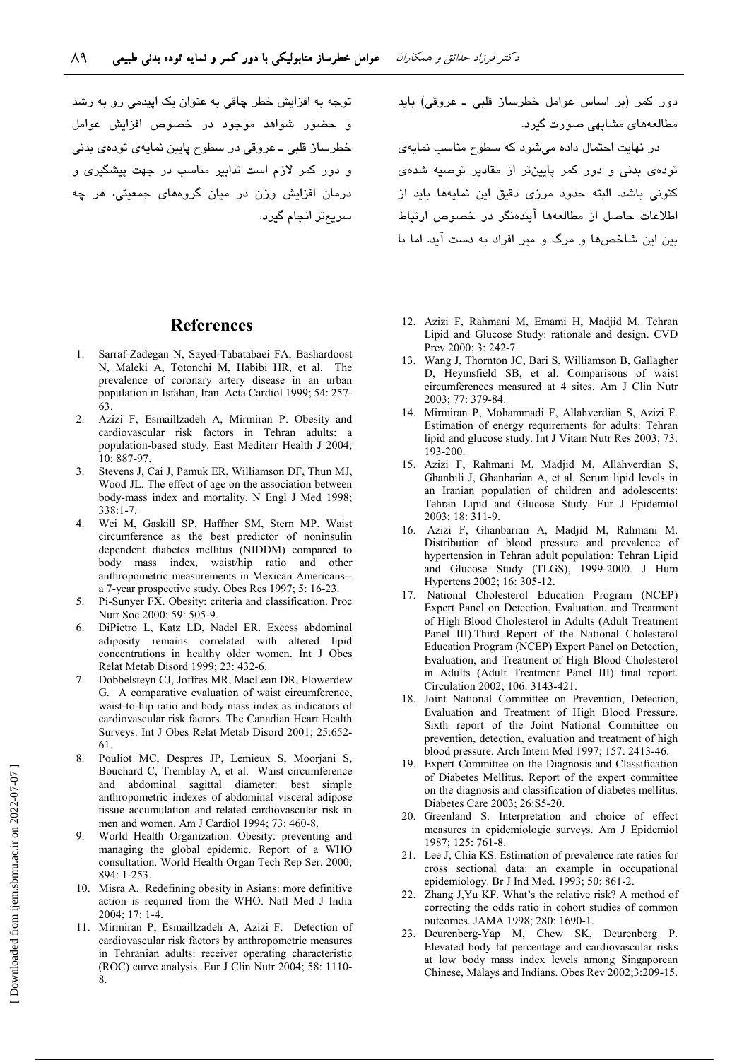دور کمر (بر اساس عوامل خطرساز قلبی ـ عروقی) باید مطالعه‌های مشابهی صورت گیرد.

در نهایت احتمال داده می‌شود که سطوح مناسب نمایه‌ی توده‌ی بدنی و دور کمر پایین‌تر از مقادیر توصیه شده‌ی کنونی باشد. البته حدود مرزی دقیق این نمایه‌ها باید از اطلاعات حاصل از مطالعه‌ها آینده‌نگر در خصوص ارتباط بین این شاخص‌ها و مرگ و میر افراد به دست آید. اما با توجه به افزایش خطر چاقی به عنوان یک اپیدمی رو به رشد و حضور شواهد موجود در خصوص افزایش عوامل خطرساز قلبی ـ عروقی در سطوح پایین نمایه‌ی توده‌ی بدنی و دور کمر لازم است تدابیر مناسب در جهت پیشگیری و درمان افزایش وزن در میان گروه‌های جمعیتی، هر چه سریع‌تر انجام گیرد.

## References

1. Sarraf-Zadegan N, Sayed-Tabatabaei FA, Bashardoost N, Maleki A, Totonchi M, Habibi HR, et al. The prevalence of coronary artery disease in an urban population in Isfahan, Iran. Acta Cardiol 1999; 54: 257-63.
2. Azizi F, Esmaillzadeh A, Mirmiran P. Obesity and cardiovascular risk factors in Tehran adults: a population-based study. East Mediterr Health J 2004; 10: 887-97.
3. Stevens J, Cai J, Pamuk ER, Williamson DF, Thun MJ, Wood JL. The effect of age on the association between body-mass index and mortality. N Engl J Med 1998; 338:1-7.
4. Wei M, Gaskill SP, Haffner SM, Stern MP. Waist circumference as the best predictor of noninsulin dependent diabetes mellitus (NIDDM) compared to body mass index, waist/hip ratio and other anthropometric measurements in Mexican Americans--a 7-year prospective study. Obes Res 1997; 5: 16-23.
5. Pi-Sunyer FX. Obesity: criteria and classification. Proc Nutr Soc 2000; 59: 505-9.
6. DiPietro L, Katz LD, Nadel ER. Excess abdominal adiposity remains correlated with altered lipid concentrations in healthy older women. Int J Obes Relat Metab Disord 1999; 23: 432-6.
7. Dobbelsteyn CJ, Joffres MR, MacLean DR, Flowerdew G. A comparative evaluation of waist circumference, waist-to-hip ratio and body mass index as indicators of cardiovascular risk factors. The Canadian Heart Health Surveys. Int J Obes Relat Metab Disord 2001; 25:652-61.
8. Pouliot MC, Despres JP, Lemieux S, Moorjani S, Bouchard C, Tremblay A, et al. Waist circumference and abdominal sagittal diameter: best simple anthropometric indexes of abdominal visceral adipose tissue accumulation and related cardiovascular risk in men and women. Am J Cardiol 1994; 73: 460-8.
9. World Health Organization. Obesity: preventing and managing the global epidemic. Report of a WHO consultation. World Health Organ Tech Rep Ser. 2000; 894: 1-253.
10. Misra A. Redefining obesity in Asians: more definitive action is required from the WHO. Natl Med J India 2004; 17: 1-4.
11. Mirmiran P, Esmaillzadeh A, Azizi F. Detection of cardiovascular risk factors by anthropometric measures in Tehranian adults: receiver operating characteristic (ROC) curve analysis. Eur J Clin Nutr 2004; 58: 1110-8.
12. Azizi F, Rahmani M, Emami H, Madjid M. Tehran Lipid and Glucose Study: rationale and design. CVD Prev 2000; 3: 242-7.
13. Wang J, Thornton JC, Bari S, Williamson B, Gallagher D, Heymsfield SB, et al. Comparisons of waist circumferences measured at 4 sites. Am J Clin Nutr 2003; 77: 379-84.
14. Mirmiran P, Mohammadi F, Allahverdian S, Azizi F. Estimation of energy requirements for adults: Tehran lipid and glucose study. Int J Vitam Nutr Res 2003; 73: 193-200.
15. Azizi F, Rahmani M, Madjid M, Allahverdian S, Ghanbili J, Ghanbarian A, et al. Serum lipid levels in an Iranian population of children and adolescents: Tehran Lipid and Glucose Study. Eur J Epidemiol 2003; 18: 311-9.
16. Azizi F, Ghanbarian A, Madjid M, Rahmani M. Distribution of blood pressure and prevalence of hypertension in Tehran adult population: Tehran Lipid and Glucose Study (TLGS), 1999-2000. J Hum Hypertens 2002; 16: 305-12.
17. National Cholesterol Education Program (NCEP) Expert Panel on Detection, Evaluation, and Treatment of High Blood Cholesterol in Adults (Adult Treatment Panel III).Third Report of the National Cholesterol Education Program (NCEP) Expert Panel on Detection, Evaluation, and Treatment of High Blood Cholesterol in Adults (Adult Treatment Panel III) final report. Circulation 2002; 106: 3143-421.
18. Joint National Committee on Prevention, Detection, Evaluation and Treatment of High Blood Pressure. Sixth report of the Joint National Committee on prevention, detection, evaluation and treatment of high blood pressure. Arch Intern Med 1997; 157: 2413-46.
19. Expert Committee on the Diagnosis and Classification of Diabetes Mellitus. Report of the expert committee on the diagnosis and classification of diabetes mellitus. Diabetes Care 2003; 26:S5-20.
20. Greenland S. Interpretation and choice of effect measures in epidemiologic surveys. Am J Epidemiol 1987; 125: 761-8.
21. Lee J, Chia KS. Estimation of prevalence rate ratios for cross sectional data: an example in occupational epidemiology. Br J Ind Med. 1993; 50: 861-2.
22. Zhang J,Yu KF. What's the relative risk? A method of correcting the odds ratio in cohort studies of common outcomes. JAMA 1998; 280: 1690-1.
23. Deurenberg-Yap M, Chew SK, Deurenberg P. Elevated body fat percentage and cardiovascular risks at low body mass index levels among Singaporean Chinese, Malays and Indians. Obes Rev 2002;3:209-15.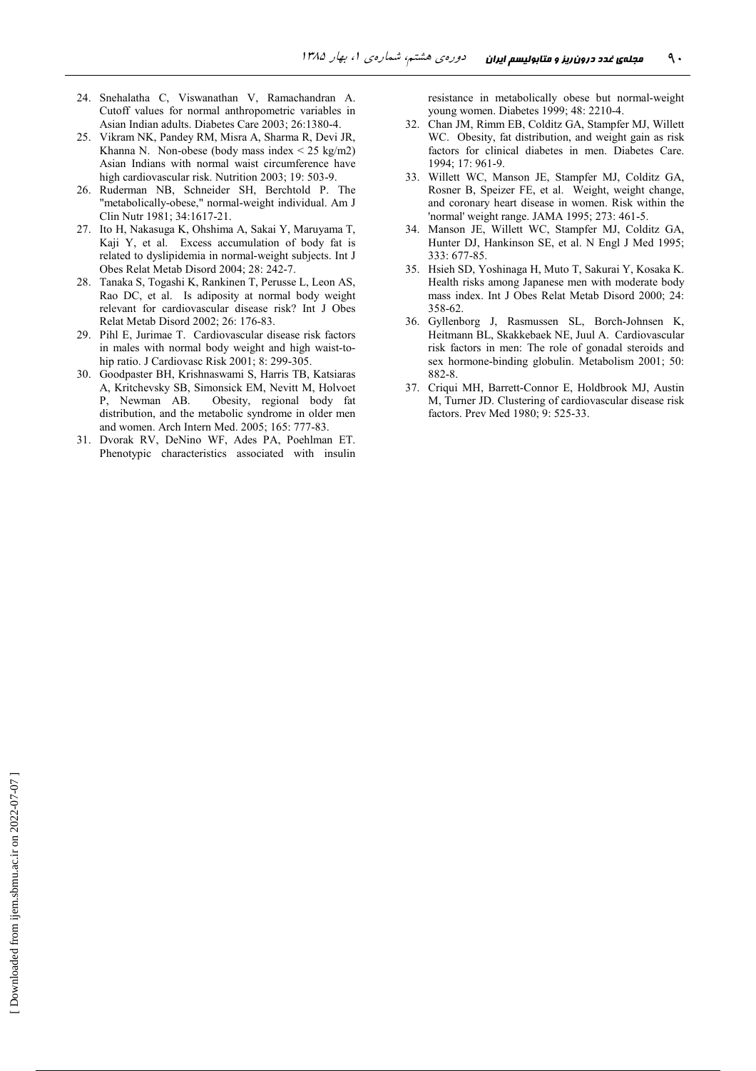24. Snehalatha C, Viswanathan V, Ramachandran A. Cutoff values for normal anthropometric variables in Asian Indian adults. Diabetes Care 2003; 26:1380-4.
25. Vikram NK, Pandey RM, Misra A, Sharma R, Devi JR, Khanna N. Non-obese (body mass index < 25 kg/m2) Asian Indians with normal waist circumference have high cardiovascular risk. Nutrition 2003; 19: 503-9.
26. Ruderman NB, Schneider SH, Berchtold P. The "metabolically-obese," normal-weight individual. Am J Clin Nutr 1981; 34:1617-21.
27. Ito H, Nakasuga K, Ohshima A, Sakai Y, Maruyama T, Kaji Y, et al. Excess accumulation of body fat is related to dyslipidemia in normal-weight subjects. Int J Obes Relat Metab Disord 2004; 28: 242-7.
28. Tanaka S, Togashi K, Rankinen T, Perusse L, Leon AS, Rao DC, et al. Is adiposity at normal body weight relevant for cardiovascular disease risk? Int J Obes Relat Metab Disord 2002; 26: 176-83.
29. Pihl E, Jurimae T. Cardiovascular disease risk factors in males with normal body weight and high waist-to-hip ratio. J Cardiovasc Risk 2001; 8: 299-305.
30. Goodpaster BH, Krishnaswami S, Harris TB, Katsiaras A, Kritchevsky SB, Simonsick EM, Nevitt M, Holvoet P, Newman AB. Obesity, regional body fat distribution, and the metabolic syndrome in older men and women. Arch Intern Med. 2005; 165: 777-83.
31. Dvorak RV, DeNino WF, Ades PA, Poehlman ET. Phenotypic characteristics associated with insulin resistance in metabolically obese but normal-weight young women. Diabetes 1999; 48: 2210-4.
32. Chan JM, Rimm EB, Colditz GA, Stampfer MJ, Willett WC. Obesity, fat distribution, and weight gain as risk factors for clinical diabetes in men. Diabetes Care. 1994; 17: 961-9.
33. Willett WC, Manson JE, Stampfer MJ, Colditz GA, Rosner B, Speizer FE, et al. Weight, weight change, and coronary heart disease in women. Risk within the 'normal' weight range. JAMA 1995; 273: 461-5.
34. Manson JE, Willett WC, Stampfer MJ, Colditz GA, Hunter DJ, Hankinson SE, et al. N Engl J Med 1995; 333: 677-85.
35. Hsieh SD, Yoshinaga H, Muto T, Sakurai Y, Kosaka K. Health risks among Japanese men with moderate body mass index. Int J Obes Relat Metab Disord 2000; 24: 358-62.
36. Gyllenborg J, Rasmussen SL, Borch-Johnsen K, Heitmann BL, Skakkebaek NE, Juul A. Cardiovascular risk factors in men: The role of gonadal steroids and sex hormone-binding globulin. Metabolism 2001; 50: 882-8.
37. Criqui MH, Barrett-Connor E, Holdbrook MJ, Austin M, Turner JD. Clustering of cardiovascular disease risk factors. Prev Med 1980; 9: 525-33.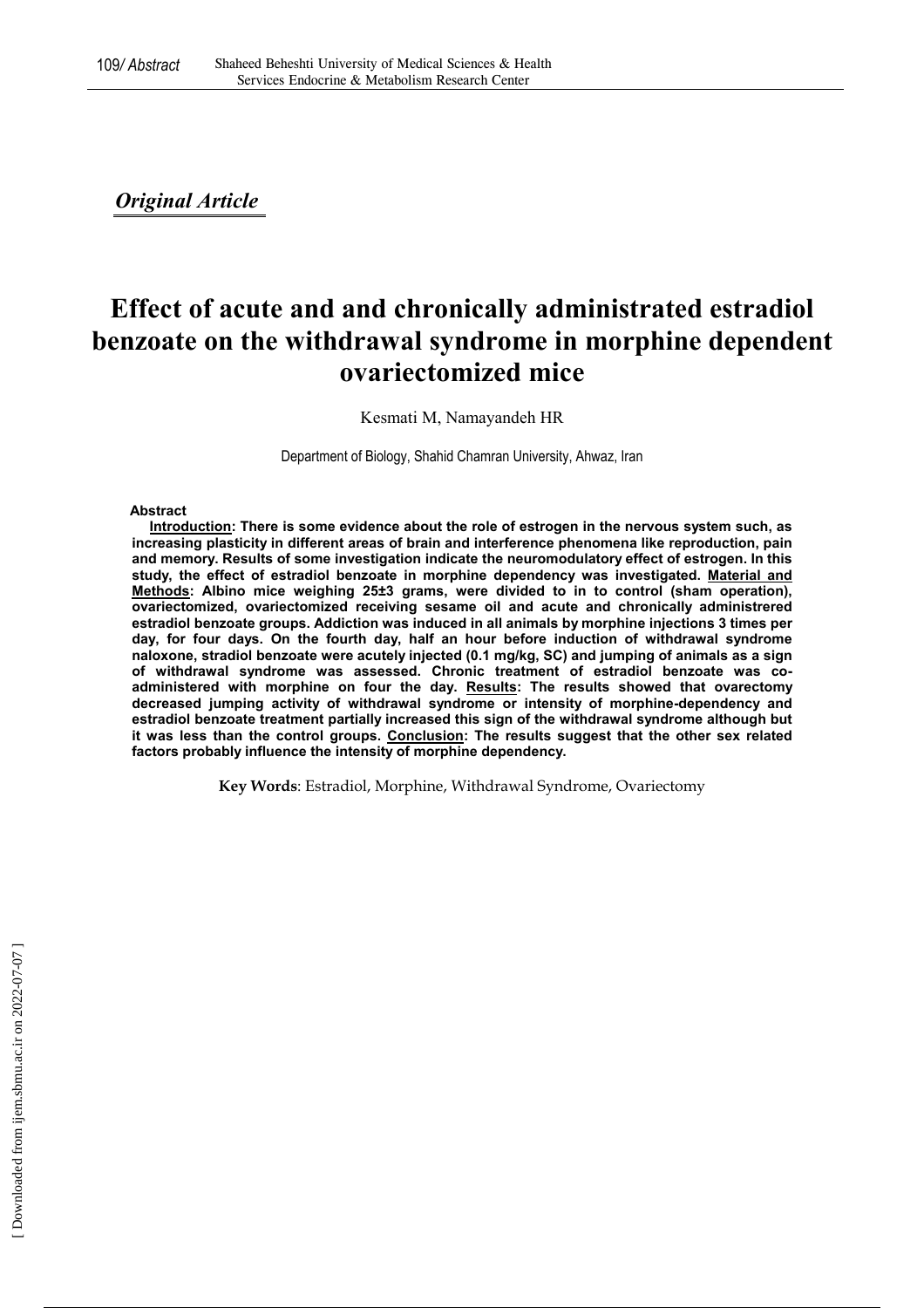*Original Article*

# Effect of acute and and chronically administrated estradiol benzoate on the withdrawal syndrome in morphine dependent ovariectomized mice

Kesmati M, Namayandeh HR

Department of Biology, Shahid Chamran University, Ahwaz, Iran

**Abstract**

**Introduction: There is some evidence about the role of estrogen in the nervous system such, as increasing plasticity in different areas of brain and interference phenomena like reproduction, pain and memory. Results of some investigation indicate the neuromodulatory effect of estrogen. In this study, the effect of estradiol benzoate in morphine dependency was investigated. Material and Methods: Albino mice weighing 25±3 grams, were divided to in to control (sham operation), ovariectomized, ovariectomized receiving sesame oil and acute and chronically administrered estradiol benzoate groups. Addiction was induced in all animals by morphine injections 3 times per day, for four days. On the fourth day, half an hour before induction of withdrawal syndrome naloxone, stradiol benzoate were acutely injected (0.1 mg/kg, SC) and jumping of animals as a sign of withdrawal syndrome was assessed. Chronic treatment of estradiol benzoate was co-administered with morphine on four the day. Results: The results showed that ovarectomy decreased jumping activity of withdrawal syndrome or intensity of morphine-dependency and estradiol benzoate treatment partially increased this sign of the withdrawal syndrome although but it was less than the control groups. Conclusion: The results suggest that the other sex related factors probably influence the intensity of morphine dependency.**

**Key Words**: Estradiol, Morphine, Withdrawal Syndrome, Ovariectomy